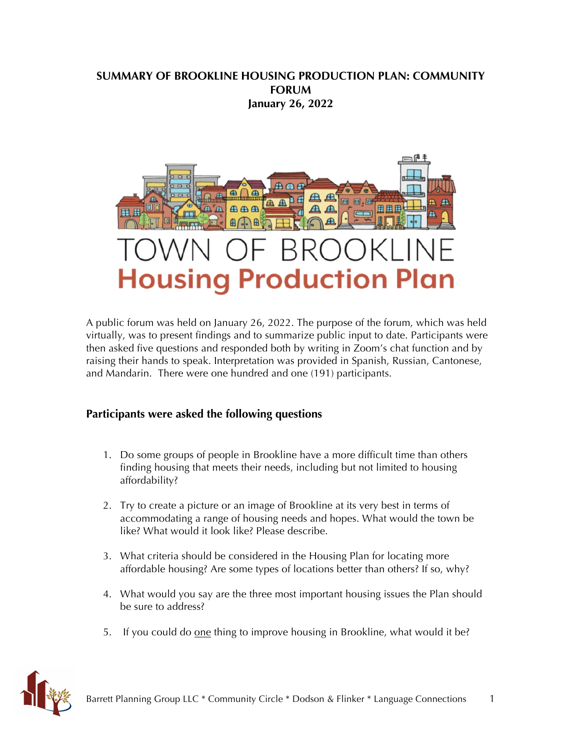# SUMMARY OF BROOKLINE HOUSING PRODUCTION PLAN: COMMUNITY FORUM

**January 26, 2022**

TOWN OF BROOKLINE

**Housing Production Plan**

A public forum was held on January 26, 2022. The purpose of the forum, which was held virtually, was to present findings and to summarize public input to date. Participants were then asked five questions and responded both by writing in Zoom's chat function and by raising their hands to speak. Interpretation was provided in Spanish, Russian, Cantonese, and Mandarin. There were one hundred and one (191) participants.

## Participants were asked the following questions

1. Do some groups of people in Brookline have a more difficult time than others finding housing that meets their needs, including but not limited to housing affordability?

2. Try to create a picture or an image of Brookline at its very best in terms of accommodating a range of housing needs and hopes. What would the town be like? What would it look like? Please describe.

3. What criteria should be considered in the Housing Plan for locating more affordable housing? Are some types of locations better than others? If so, why?

4. What would you say are the three most important housing issues the Plan should be sure to address?

5. If you could do <u>one</u> thing to improve housing in Brookline, what would it be?

Barrett Planning Group LLC * Community Circle * Dodson & Flinker * Language Connections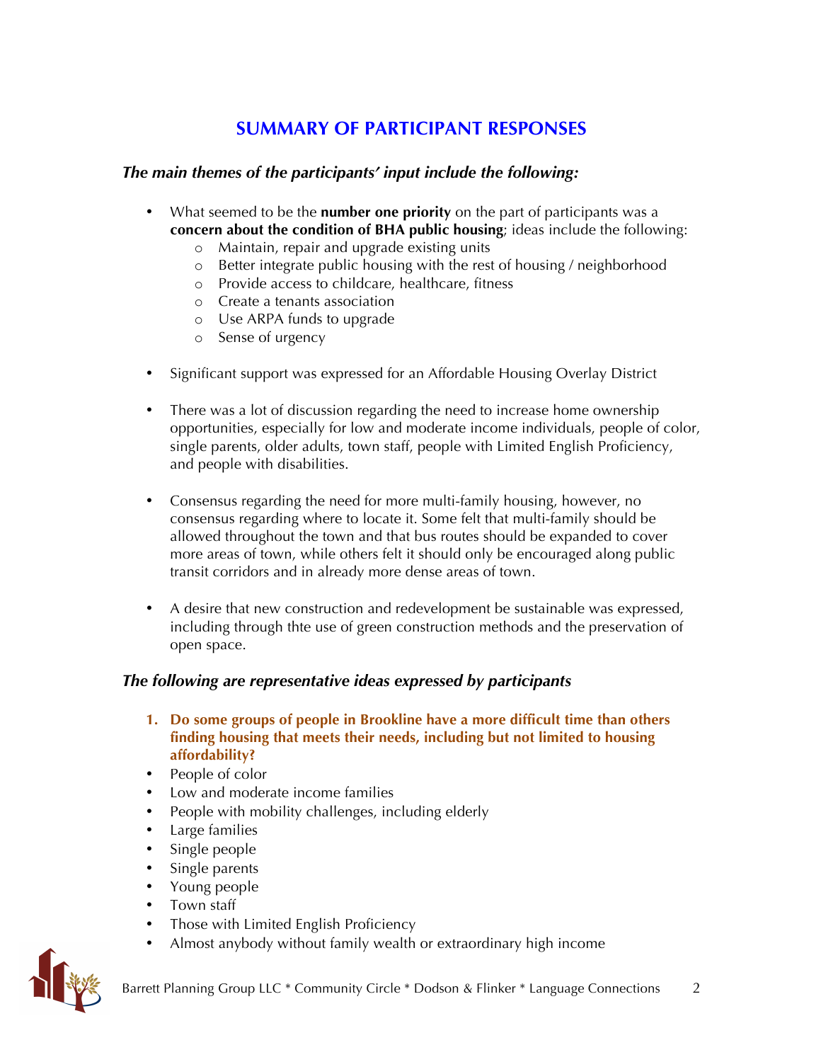## SUMMARY OF PARTICIPANT RESPONSES

### *The main themes of the participants' input include the following:*

- What seemed to be the **number one priority** on the part of participants was a **concern about the condition of BHA public housing**; ideas include the following:
    - Maintain, repair and upgrade existing units
    - Better integrate public housing with the rest of housing / neighborhood
    - Provide access to childcare, healthcare, fitness
    - Create a tenants association
    - Use ARPA funds to upgrade
    - Sense of urgency
- Significant support was expressed for an Affordable Housing Overlay District
- There was a lot of discussion regarding the need to increase home ownership opportunities, especially for low and moderate income individuals, people of color, single parents, older adults, town staff, people with Limited English Proficiency, and people with disabilities.
- Consensus regarding the need for more multi-family housing, however, no consensus regarding where to locate it. Some felt that multi-family should be allowed throughout the town and that bus routes should be expanded to cover more areas of town, while others felt it should only be encouraged along public transit corridors and in already more dense areas of town.
- A desire that new construction and redevelopment be sustainable was expressed, including through thte use of green construction methods and the preservation of open space.

### *The following are representative ideas expressed by participants*

**1. Do some groups of people in Brookline have a more difficult time than others finding housing that meets their needs, including but not limited to housing affordability?**

- People of color
- Low and moderate income families
- People with mobility challenges, including elderly
- Large families
- Single people
- Single parents
- Young people
- Town staff
- Those with Limited English Proficiency
- Almost anybody without family wealth or extraordinary high income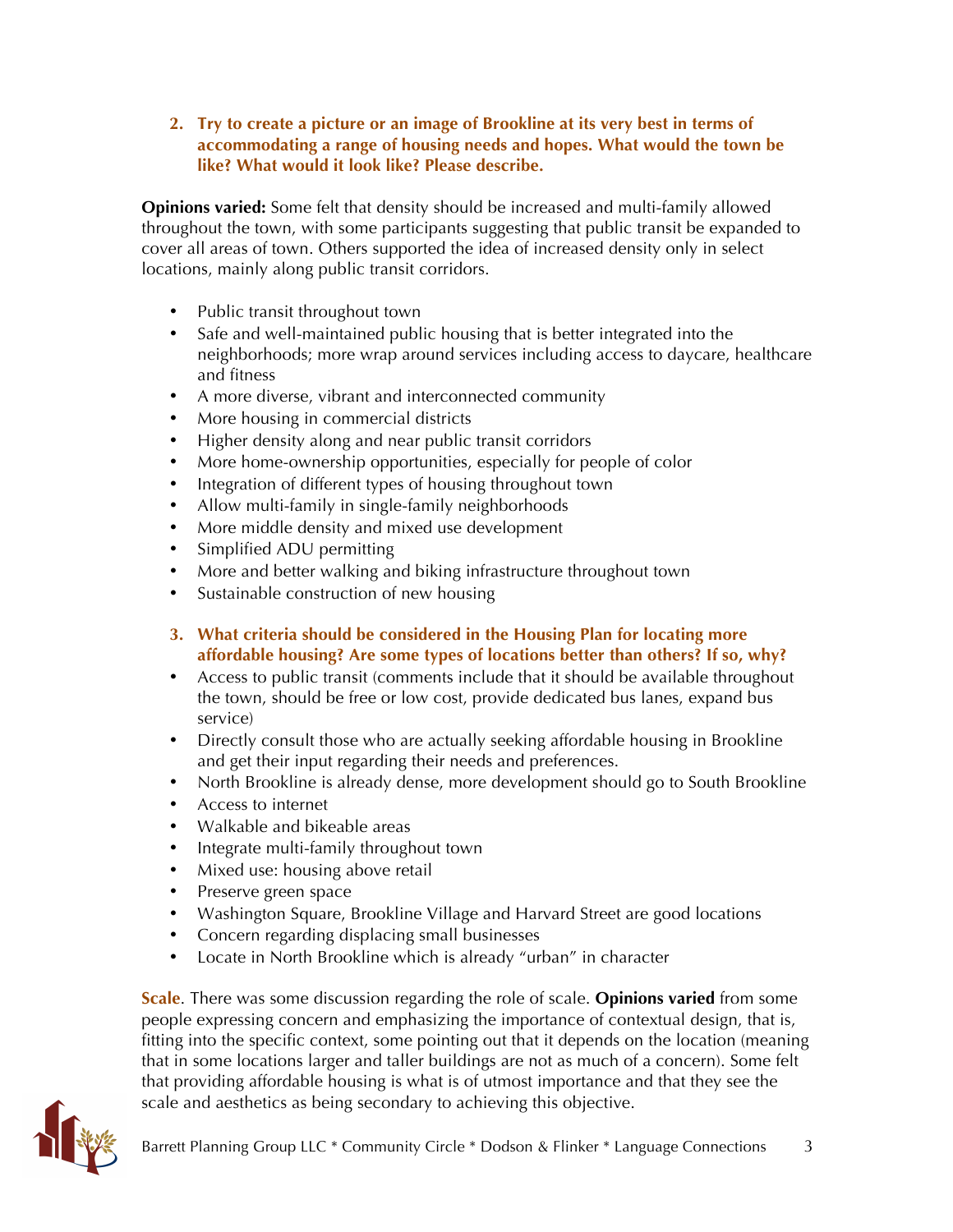2. **Try to create a picture or an image of Brookline at its very best in terms of accommodating a range of housing needs and hopes. What would the town be like? What would it look like? Please describe.**

**Opinions varied:** Some felt that density should be increased and multi-family allowed throughout the town, with some participants suggesting that public transit be expanded to cover all areas of town. Others supported the idea of increased density only in select locations, mainly along public transit corridors.

- Public transit throughout town
- Safe and well-maintained public housing that is better integrated into the neighborhoods; more wrap around services including access to daycare, healthcare and fitness
- A more diverse, vibrant and interconnected community
- More housing in commercial districts
- Higher density along and near public transit corridors
- More home-ownership opportunities, especially for people of color
- Integration of different types of housing throughout town
- Allow multi-family in single-family neighborhoods
- More middle density and mixed use development
- Simplified ADU permitting
- More and better walking and biking infrastructure throughout town
- Sustainable construction of new housing

3. **What criteria should be considered in the Housing Plan for locating more affordable housing? Are some types of locations better than others? If so, why?**

- Access to public transit (comments include that it should be available throughout the town, should be free or low cost, provide dedicated bus lanes, expand bus service)
- Directly consult those who are actually seeking affordable housing in Brookline and get their input regarding their needs and preferences.
- North Brookline is already dense, more development should go to South Brookline
- Access to internet
- Walkable and bikeable areas
- Integrate multi-family throughout town
- Mixed use: housing above retail
- Preserve green space
- Washington Square, Brookline Village and Harvard Street are good locations
- Concern regarding displacing small businesses
- Locate in North Brookline which is already "urban" in character

**Scale**. There was some discussion regarding the role of scale. **Opinions varied** from some people expressing concern and emphasizing the importance of contextual design, that is, fitting into the specific context, some pointing out that it depends on the location (meaning that in some locations larger and taller buildings are not as much of a concern). Some felt that providing affordable housing is what is of utmost importance and that they see the scale and aesthetics as being secondary to achieving this objective.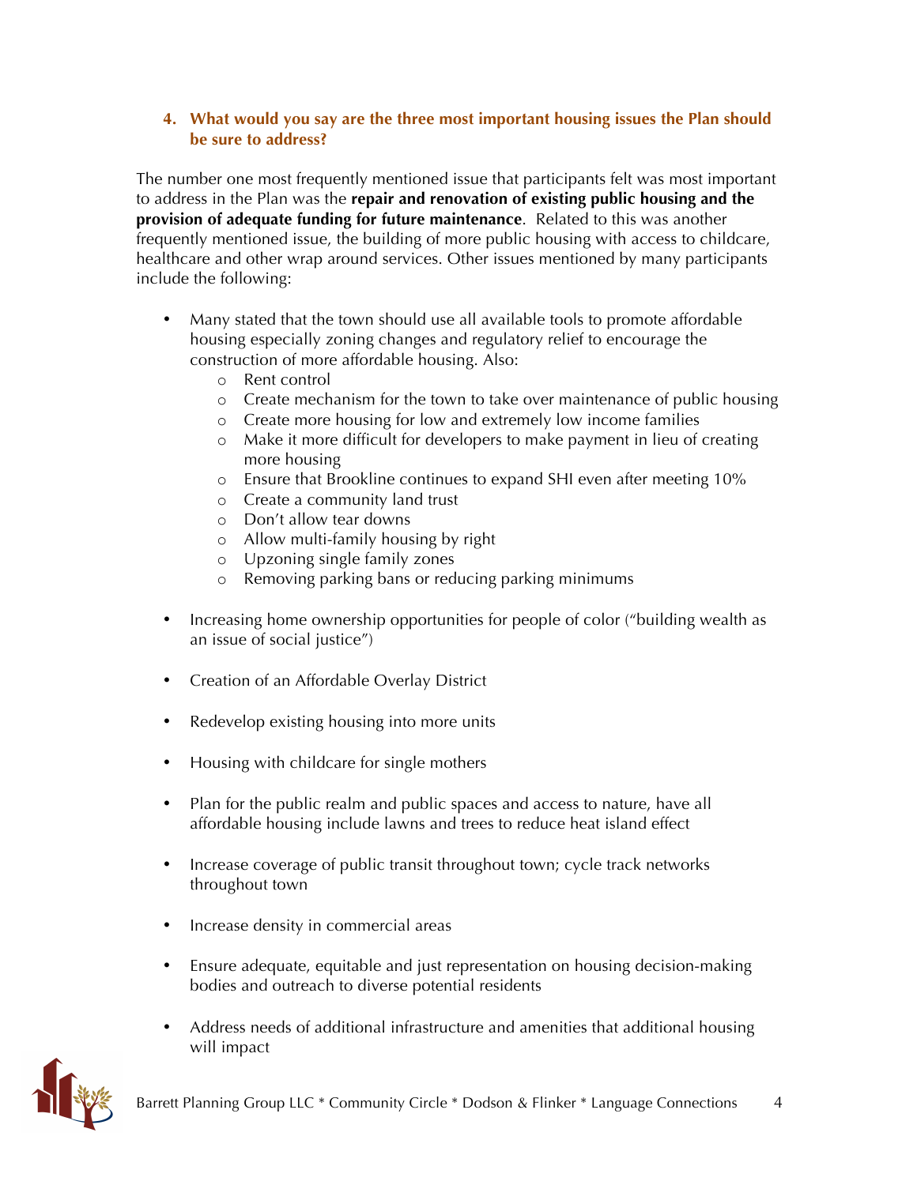### 4. What would you say are the three most important housing issues the Plan should be sure to address?

The number one most frequently mentioned issue that participants felt was most important to address in the Plan was the **repair and renovation of existing public housing and the provision of adequate funding for future maintenance**. Related to this was another frequently mentioned issue, the building of more public housing with access to childcare, healthcare and other wrap around services. Other issues mentioned by many participants include the following:

- Many stated that the town should use all available tools to promote affordable housing especially zoning changes and regulatory relief to encourage the construction of more affordable housing. Also:
  - Rent control
  - Create mechanism for the town to take over maintenance of public housing
  - Create more housing for low and extremely low income families
  - Make it more difficult for developers to make payment in lieu of creating more housing
  - Ensure that Brookline continues to expand SHI even after meeting 10%
  - Create a community land trust
  - Don't allow tear downs
  - Allow multi-family housing by right
  - Upzoning single family zones
  - Removing parking bans or reducing parking minimums
- Increasing home ownership opportunities for people of color ("building wealth as an issue of social justice")
- Creation of an Affordable Overlay District
- Redevelop existing housing into more units
- Housing with childcare for single mothers
- Plan for the public realm and public spaces and access to nature, have all affordable housing include lawns and trees to reduce heat island effect
- Increase coverage of public transit throughout town; cycle track networks throughout town
- Increase density in commercial areas
- Ensure adequate, equitable and just representation on housing decision-making bodies and outreach to diverse potential residents
- Address needs of additional infrastructure and amenities that additional housing will impact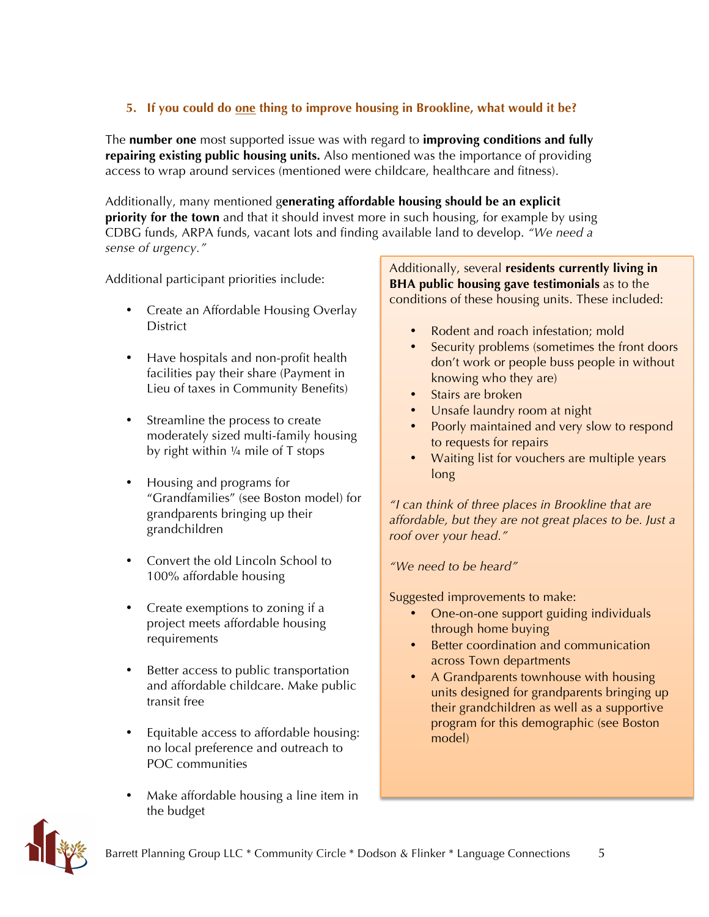### 5. If you could do one thing to improve housing in Brookline, what would it be?

The **number one** most supported issue was with regard to **improving conditions and fully repairing existing public housing units.** Also mentioned was the importance of providing access to wrap around services (mentioned were childcare, healthcare and fitness).

Additionally, many mentioned g**enerating affordable housing should be an explicit priority for the town** and that it should invest more in such housing, for example by using CDBG funds, ARPA funds, vacant lots and finding available land to develop. *"We need a sense of urgency."*

Additional participant priorities include:

- Create an Affordable Housing Overlay District
- Have hospitals and non-profit health facilities pay their share (Payment in Lieu of taxes in Community Benefits)
- Streamline the process to create moderately sized multi-family housing by right within ¼ mile of T stops
- Housing and programs for "Grandfamilies" (see Boston model) for grandparents bringing up their grandchildren
- Convert the old Lincoln School to 100% affordable housing
- Create exemptions to zoning if a project meets affordable housing requirements
- Better access to public transportation and affordable childcare. Make public transit free
- Equitable access to affordable housing: no local preference and outreach to POC communities
- Make affordable housing a line item in the budget

Additionally, several **residents currently living in BHA public housing gave testimonials** as to the conditions of these housing units. These included:

- Rodent and roach infestation; mold
- Security problems (sometimes the front doors don't work or people buss people in without knowing who they are)
- Stairs are broken
- Unsafe laundry room at night
- Poorly maintained and very slow to respond to requests for repairs
- Waiting list for vouchers are multiple years long

*"I can think of three places in Brookline that are affordable, but they are not great places to be. Just a roof over your head."*

*"We need to be heard"*

Suggested improvements to make:

- One-on-one support guiding individuals through home buying
- Better coordination and communication across Town departments
- A Grandparents townhouse with housing units designed for grandparents bringing up their grandchildren as well as a supportive program for this demographic (see Boston model)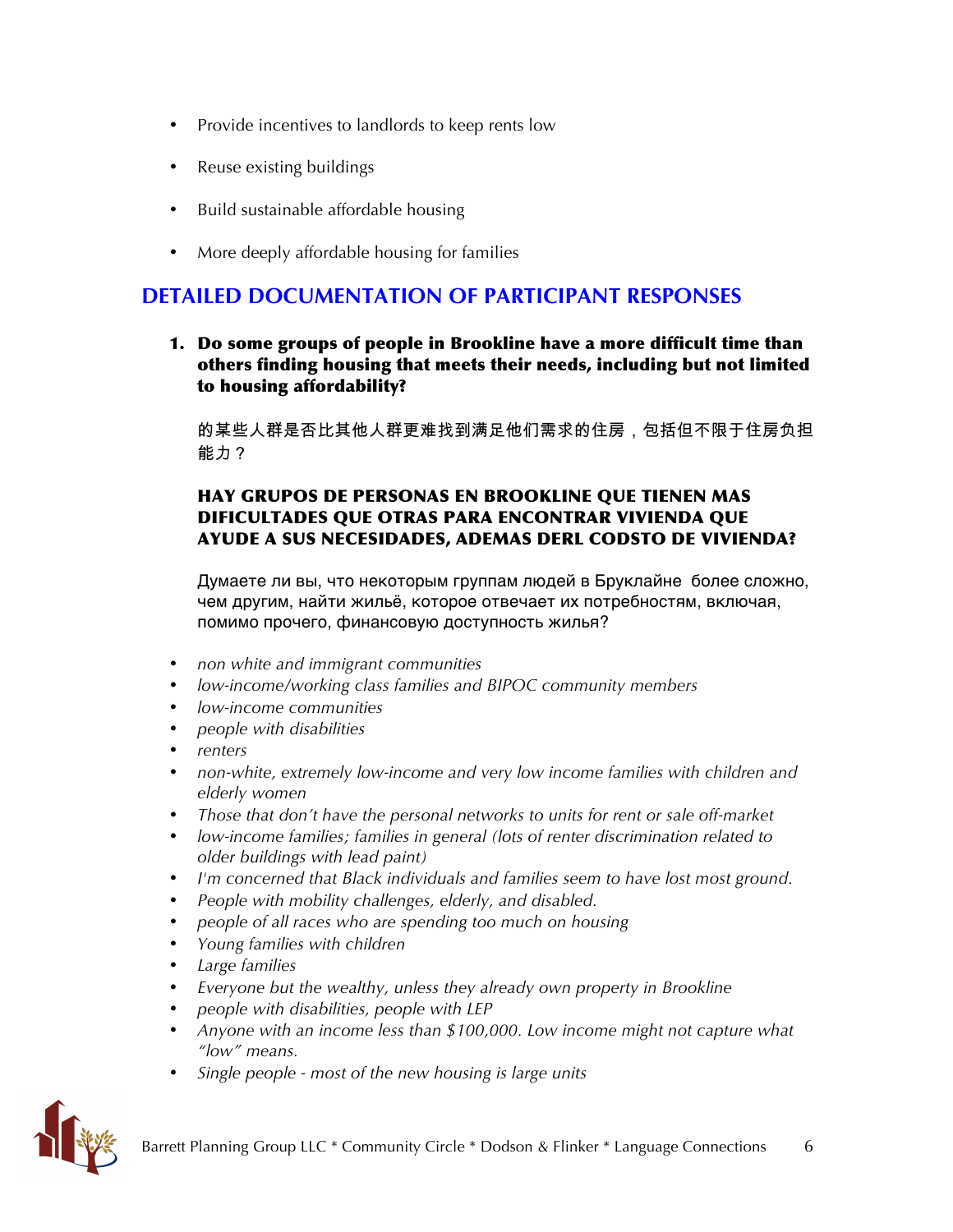- Provide incentives to landlords to keep rents low
- Reuse existing buildings
- Build sustainable affordable housing
- More deeply affordable housing for families

## DETAILED DOCUMENTATION OF PARTICIPANT RESPONSES

1. **Do some groups of people in Brookline have a more difficult time than others finding housing that meets their needs, including but not limited to housing affordability?**

   的某些人群是否比其他人群更难找到满足他们需求的住房，包括但不限于住房负担能力？

   **HAY GRUPOS DE PERSONAS EN BROOKLINE QUE TIENEN MAS DIFICULTADES QUE OTRAS PARA ENCONTRAR VIVIENDA QUE AYUDE A SUS NECESIDADES, ADEMAS DERL CODSTO DE VIVIENDA?**

   Думаете ли вы, что некоторым группам людей в Бруклайне более сложно, чем другим, найти жильё, которое отвечает их потребностям, включая, помимо прочего, финансовую доступность жилья?

- *non white and immigrant communities*
- *low-income/working class families and BIPOC community members*
- *low-income communities*
- *people with disabilities*
- *renters*
- *non-white, extremely low-income and very low income families with children and elderly women*
- *Those that don't have the personal networks to units for rent or sale off-market*
- *low-income families; families in general (lots of renter discrimination related to older buildings with lead paint)*
- *I'm concerned that Black individuals and families seem to have lost most ground.*
- *People with mobility challenges, elderly, and disabled.*
- *people of all races who are spending too much on housing*
- *Young families with children*
- *Large families*
- *Everyone but the wealthy, unless they already own property in Brookline*
- *people with disabilities, people with LEP*
- *Anyone with an income less than $100,000. Low income might not capture what "low" means.*
- *Single people - most of the new housing is large units*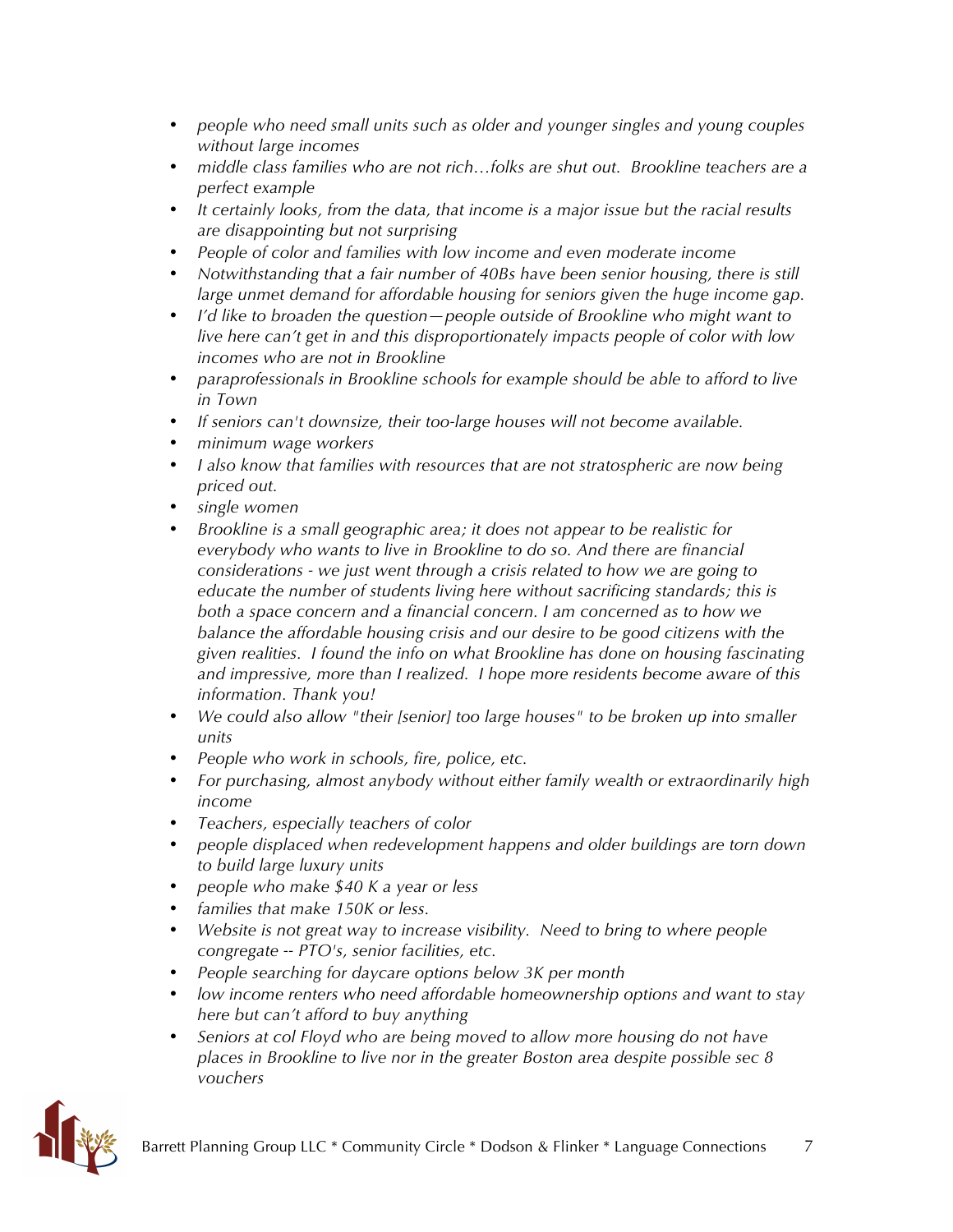- *people who need small units such as older and younger singles and young couples without large incomes*
- *middle class families who are not rich…folks are shut out. Brookline teachers are a perfect example*
- *It certainly looks, from the data, that income is a major issue but the racial results are disappointing but not surprising*
- *People of color and families with low income and even moderate income*
- *Notwithstanding that a fair number of 40Bs have been senior housing, there is still large unmet demand for affordable housing for seniors given the huge income gap.*
- *I'd like to broaden the question—people outside of Brookline who might want to live here can't get in and this disproportionately impacts people of color with low incomes who are not in Brookline*
- *paraprofessionals in Brookline schools for example should be able to afford to live in Town*
- *If seniors can't downsize, their too-large houses will not become available.*
- *minimum wage workers*
- *I also know that families with resources that are not stratospheric are now being priced out.*
- *single women*
- *Brookline is a small geographic area; it does not appear to be realistic for everybody who wants to live in Brookline to do so. And there are financial considerations - we just went through a crisis related to how we are going to educate the number of students living here without sacrificing standards; this is both a space concern and a financial concern. I am concerned as to how we balance the affordable housing crisis and our desire to be good citizens with the given realities. I found the info on what Brookline has done on housing fascinating and impressive, more than I realized. I hope more residents become aware of this information. Thank you!*
- *We could also allow "their [senior] too large houses" to be broken up into smaller units*
- *People who work in schools, fire, police, etc.*
- *For purchasing, almost anybody without either family wealth or extraordinarily high income*
- *Teachers, especially teachers of color*
- *people displaced when redevelopment happens and older buildings are torn down to build large luxury units*
- *people who make $40 K a year or less*
- *families that make 150K or less.*
- *Website is not great way to increase visibility. Need to bring to where people congregate -- PTO's, senior facilities, etc.*
- *People searching for daycare options below 3K per month*
- *low income renters who need affordable homeownership options and want to stay here but can't afford to buy anything*
- *Seniors at col Floyd who are being moved to allow more housing do not have places in Brookline to live nor in the greater Boston area despite possible sec 8 vouchers*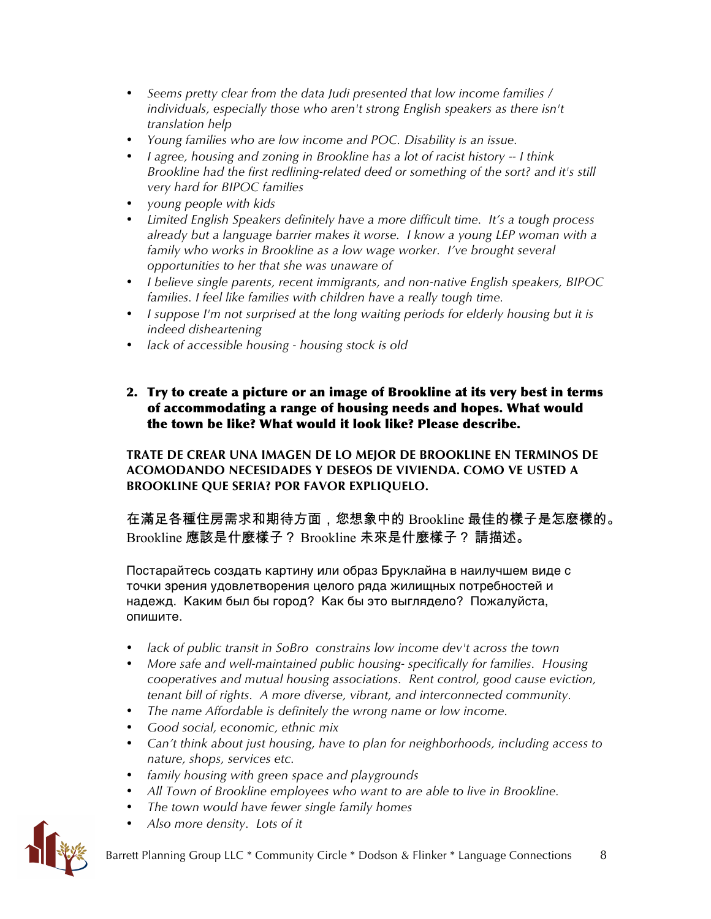- *Seems pretty clear from the data Judi presented that low income families / individuals, especially those who aren't strong English speakers as there isn't translation help*
- *Young families who are low income and POC. Disability is an issue.*
- *I agree, housing and zoning in Brookline has a lot of racist history -- I think Brookline had the first redlining-related deed or something of the sort? and it's still very hard for BIPOC families*
- *young people with kids*
- *Limited English Speakers definitely have a more difficult time. It's a tough process already but a language barrier makes it worse. I know a young LEP woman with a family who works in Brookline as a low wage worker. I've brought several opportunities to her that she was unaware of*
- *I believe single parents, recent immigrants, and non-native English speakers, BIPOC families. I feel like families with children have a really tough time.*
- *I suppose I'm not surprised at the long waiting periods for elderly housing but it is indeed disheartening*
- *lack of accessible housing - housing stock is old*

**2. Try to create a picture or an image of Brookline at its very best in terms of accommodating a range of housing needs and hopes. What would the town be like? What would it look like? Please describe.**

**TRATE DE CREAR UNA IMAGEN DE LO MEJOR DE BROOKLINE EN TERMINOS DE ACOMODANDO NECESIDADES Y DESEOS DE VIVIENDA. COMO VE USTED A BROOKLINE QUE SERIA? POR FAVOR EXPLIQUELO.**

**在滿足各種住房需求和期待方面，您想象中的 Brookline 最佳的樣子是怎麽樣的。Brookline 應該是什麽樣子？ Brookline 未來是什麽樣子？ 請描述。**

Постарайтесь создать картину или образ Бруклайна в наилучшем виде с точки зрения удовлетворения целого ряда жилищных потребностей и надежд. Каким был бы город? Как бы это выглядело? Пожалуйста, опишите.

- *lack of public transit in SoBro constrains low income dev't across the town*
- *More safe and well-maintained public housing- specifically for families. Housing cooperatives and mutual housing associations. Rent control, good cause eviction, tenant bill of rights. A more diverse, vibrant, and interconnected community.*
- *The name Affordable is definitely the wrong name or low income.*
- *Good social, economic, ethnic mix*
- *Can't think about just housing, have to plan for neighborhoods, including access to nature, shops, services etc.*
- *family housing with green space and playgrounds*
- *All Town of Brookline employees who want to are able to live in Brookline.*
- *The town would have fewer single family homes*
- *Also more density. Lots of it*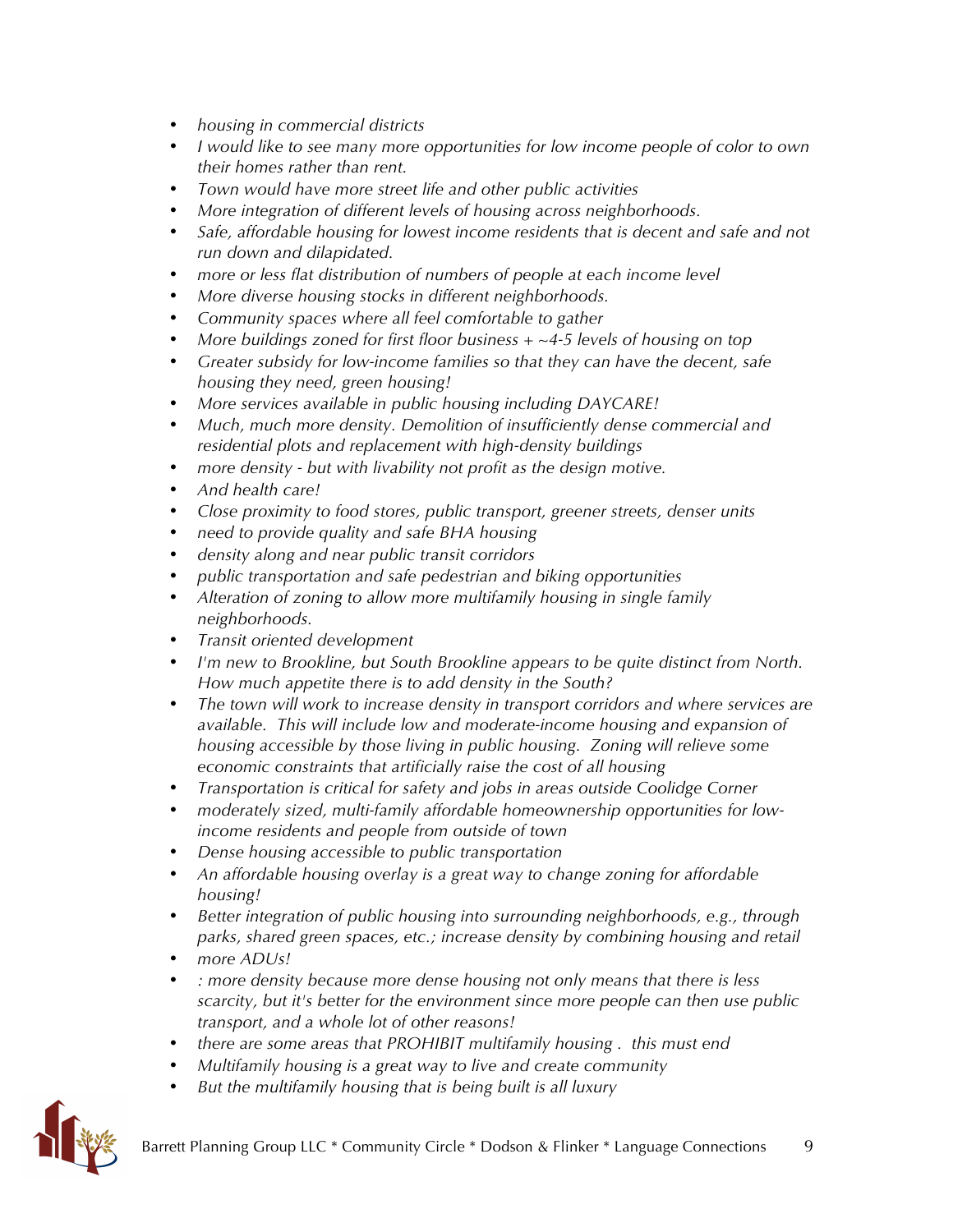- *housing in commercial districts*
- *I would like to see many more opportunities for low income people of color to own their homes rather than rent.*
- *Town would have more street life and other public activities*
- *More integration of different levels of housing across neighborhoods.*
- *Safe, affordable housing for lowest income residents that is decent and safe and not run down and dilapidated.*
- *more or less flat distribution of numbers of people at each income level*
- *More diverse housing stocks in different neighborhoods.*
- *Community spaces where all feel comfortable to gather*
- *More buildings zoned for first floor business + ~4-5 levels of housing on top*
- *Greater subsidy for low-income families so that they can have the decent, safe housing they need, green housing!*
- *More services available in public housing including DAYCARE!*
- *Much, much more density. Demolition of insufficiently dense commercial and residential plots and replacement with high-density buildings*
- *more density - but with livability not profit as the design motive.*
- *And health care!*
- *Close proximity to food stores, public transport, greener streets, denser units*
- *need to provide quality and safe BHA housing*
- *density along and near public transit corridors*
- *public transportation and safe pedestrian and biking opportunities*
- *Alteration of zoning to allow more multifamily housing in single family neighborhoods.*
- *Transit oriented development*
- *I'm new to Brookline, but South Brookline appears to be quite distinct from North. How much appetite there is to add density in the South?*
- *The town will work to increase density in transport corridors and where services are available. This will include low and moderate-income housing and expansion of housing accessible by those living in public housing. Zoning will relieve some economic constraints that artificially raise the cost of all housing*
- *Transportation is critical for safety and jobs in areas outside Coolidge Corner*
- *moderately sized, multi-family affordable homeownership opportunities for low-income residents and people from outside of town*
- *Dense housing accessible to public transportation*
- *An affordable housing overlay is a great way to change zoning for affordable housing!*
- *Better integration of public housing into surrounding neighborhoods, e.g., through parks, shared green spaces, etc.; increase density by combining housing and retail*
- *more ADUs!*
- *: more density because more dense housing not only means that there is less scarcity, but it's better for the environment since more people can then use public transport, and a whole lot of other reasons!*
- *there are some areas that PROHIBIT multifamily housing . this must end*
- *Multifamily housing is a great way to live and create community*
- *But the multifamily housing that is being built is all luxury*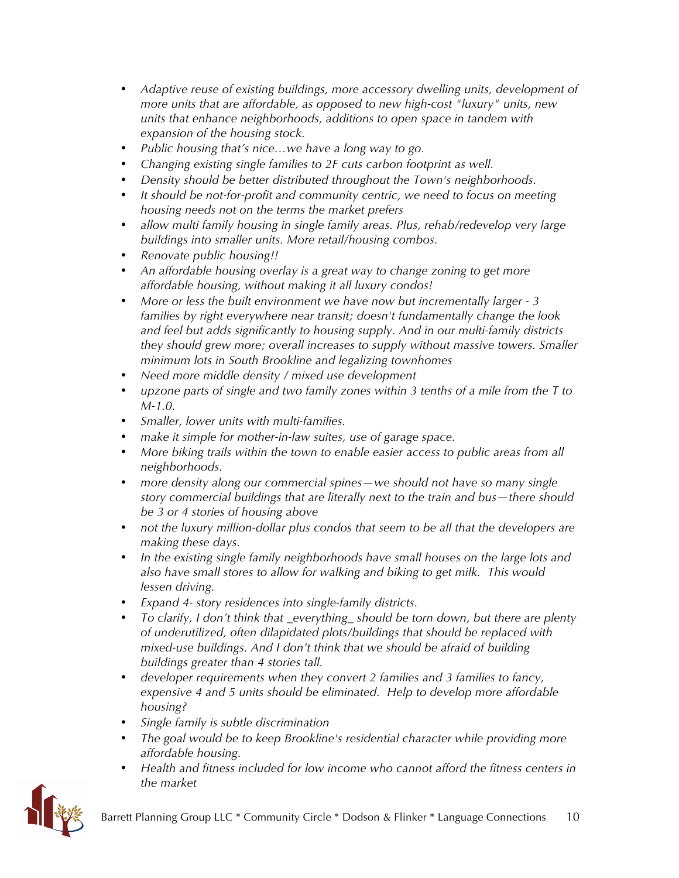- *Adaptive reuse of existing buildings, more accessory dwelling units, development of more units that are affordable, as opposed to new high-cost "luxury" units, new units that enhance neighborhoods, additions to open space in tandem with expansion of the housing stock.*
- *Public housing that's nice…we have a long way to go.*
- *Changing existing single families to 2F cuts carbon footprint as well.*
- *Density should be better distributed throughout the Town's neighborhoods.*
- *It should be not-for-profit and community centric, we need to focus on meeting housing needs not on the terms the market prefers*
- *allow multi family housing in single family areas. Plus, rehab/redevelop very large buildings into smaller units. More retail/housing combos.*
- *Renovate public housing!!*
- *An affordable housing overlay is a great way to change zoning to get more affordable housing, without making it all luxury condos!*
- *More or less the built environment we have now but incrementally larger - 3 families by right everywhere near transit; doesn't fundamentally change the look and feel but adds significantly to housing supply. And in our multi-family districts they should grew more; overall increases to supply without massive towers. Smaller minimum lots in South Brookline and legalizing townhomes*
- *Need more middle density / mixed use development*
- *upzone parts of single and two family zones within 3 tenths of a mile from the T to M-1.0.*
- *Smaller, lower units with multi-families.*
- *make it simple for mother-in-law suites, use of garage space.*
- *More biking trails within the town to enable easier access to public areas from all neighborhoods.*
- *more density along our commercial spines—we should not have so many single story commercial buildings that are literally next to the train and bus—there should be 3 or 4 stories of housing above*
- *not the luxury million-dollar plus condos that seem to be all that the developers are making these days.*
- *In the existing single family neighborhoods have small houses on the large lots and also have small stores to allow for walking and biking to get milk. This would lessen driving.*
- *Expand 4- story residences into single-family districts.*
- *To clarify, I don't think that _everything_ should be torn down, but there are plenty of underutilized, often dilapidated plots/buildings that should be replaced with mixed-use buildings. And I don't think that we should be afraid of building buildings greater than 4 stories tall.*
- *developer requirements when they convert 2 families and 3 families to fancy, expensive 4 and 5 units should be eliminated. Help to develop more affordable housing?*
- *Single family is subtle discrimination*
- *The goal would be to keep Brookline's residential character while providing more affordable housing.*
- *Health and fitness included for low income who cannot afford the fitness centers in the market*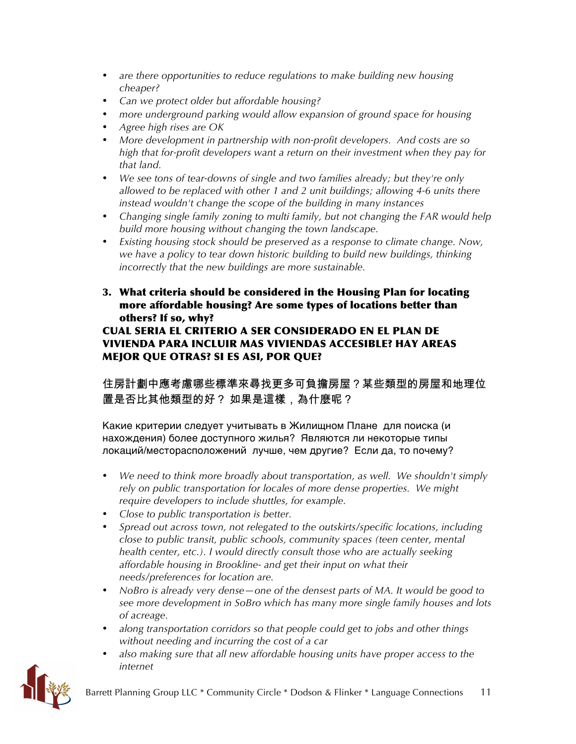- *are there opportunities to reduce regulations to make building new housing cheaper?*
- *Can we protect older but affordable housing?*
- *more underground parking would allow expansion of ground space for housing*
- *Agree high rises are OK*
- *More development in partnership with non-profit developers. And costs are so high that for-profit developers want a return on their investment when they pay for that land.*
- *We see tons of tear-downs of single and two families already; but they're only allowed to be replaced with other 1 and 2 unit buildings; allowing 4-6 units there instead wouldn't change the scope of the building in many instances*
- *Changing single family zoning to multi family, but not changing the FAR would help build more housing without changing the town landscape.*
- *Existing housing stock should be preserved as a response to climate change. Now, we have a policy to tear down historic building to build new buildings, thinking incorrectly that the new buildings are more sustainable.*

### 3. What criteria should be considered in the Housing Plan for locating more affordable housing? Are some types of locations better than others? If so, why?

**CUAL SERIA EL CRITERIO A SER CONSIDERADO EN EL PLAN DE VIVIENDA PARA INCLUIR MAS VIVIENDAS ACCESIBLE? HAY AREAS MEJOR QUE OTRAS? SI ES ASI, POR QUE?**

**住房計劃中應考慮哪些標準來尋找更多可負擔房屋？某些類型的房屋和地理位置是否比其他類型的好？ 如果是這樣，為什麼呢？**

Какие критерии следует учитывать в Жилищном Плане для поиска (и нахождения) более доступного жилья? Являются ли некоторые типы локаций/месторасположений лучше, чем другие? Если да, то почему?

- *We need to think more broadly about transportation, as well. We shouldn't simply rely on public transportation for locales of more dense properties. We might require developers to include shuttles, for example.*
- *Close to public transportation is better.*
- *Spread out across town, not relegated to the outskirts/specific locations, including close to public transit, public schools, community spaces (teen center, mental health center, etc.). I would directly consult those who are actually seeking affordable housing in Brookline- and get their input on what their needs/preferences for location are.*
- *NoBro is already very dense—one of the densest parts of MA. It would be good to see more development in SoBro which has many more single family houses and lots of acreage.*
- *along transportation corridors so that people could get to jobs and other things without needing and incurring the cost of a car*
- *also making sure that all new affordable housing units have proper access to the internet*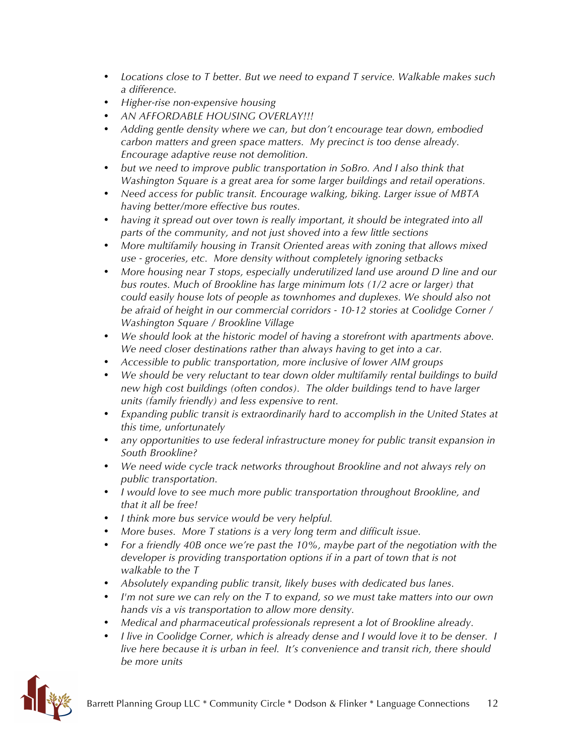- *Locations close to T better. But we need to expand T service. Walkable makes such a difference.*
- *Higher-rise non-expensive housing*
- *AN AFFORDABLE HOUSING OVERLAY!!!*
- *Adding gentle density where we can, but don't encourage tear down, embodied carbon matters and green space matters. My precinct is too dense already. Encourage adaptive reuse not demolition.*
- *but we need to improve public transportation in SoBro. And I also think that Washington Square is a great area for some larger buildings and retail operations.*
- *Need access for public transit. Encourage walking, biking. Larger issue of MBTA having better/more effective bus routes.*
- *having it spread out over town is really important, it should be integrated into all parts of the community, and not just shoved into a few little sections*
- *More multifamily housing in Transit Oriented areas with zoning that allows mixed use - groceries, etc. More density without completely ignoring setbacks*
- *More housing near T stops, especially underutilized land use around D line and our bus routes. Much of Brookline has large minimum lots (1/2 acre or larger) that could easily house lots of people as townhomes and duplexes. We should also not be afraid of height in our commercial corridors - 10-12 stories at Coolidge Corner / Washington Square / Brookline Village*
- *We should look at the historic model of having a storefront with apartments above. We need closer destinations rather than always having to get into a car.*
- *Accessible to public transportation, more inclusive of lower AIM groups*
- *We should be very reluctant to tear down older multifamily rental buildings to build new high cost buildings (often condos). The older buildings tend to have larger units (family friendly) and less expensive to rent.*
- *Expanding public transit is extraordinarily hard to accomplish in the United States at this time, unfortunately*
- *any opportunities to use federal infrastructure money for public transit expansion in South Brookline?*
- *We need wide cycle track networks throughout Brookline and not always rely on public transportation.*
- *I would love to see much more public transportation throughout Brookline, and that it all be free!*
- *I think more bus service would be very helpful.*
- *More buses. More T stations is a very long term and difficult issue.*
- *For a friendly 40B once we're past the 10%, maybe part of the negotiation with the developer is providing transportation options if in a part of town that is not walkable to the T*
- *Absolutely expanding public transit, likely buses with dedicated bus lanes.*
- *I'm not sure we can rely on the T to expand, so we must take matters into our own hands vis a vis transportation to allow more density.*
- *Medical and pharmaceutical professionals represent a lot of Brookline already.*
- *I live in Coolidge Corner, which is already dense and I would love it to be denser. I live here because it is urban in feel. It's convenience and transit rich, there should be more units*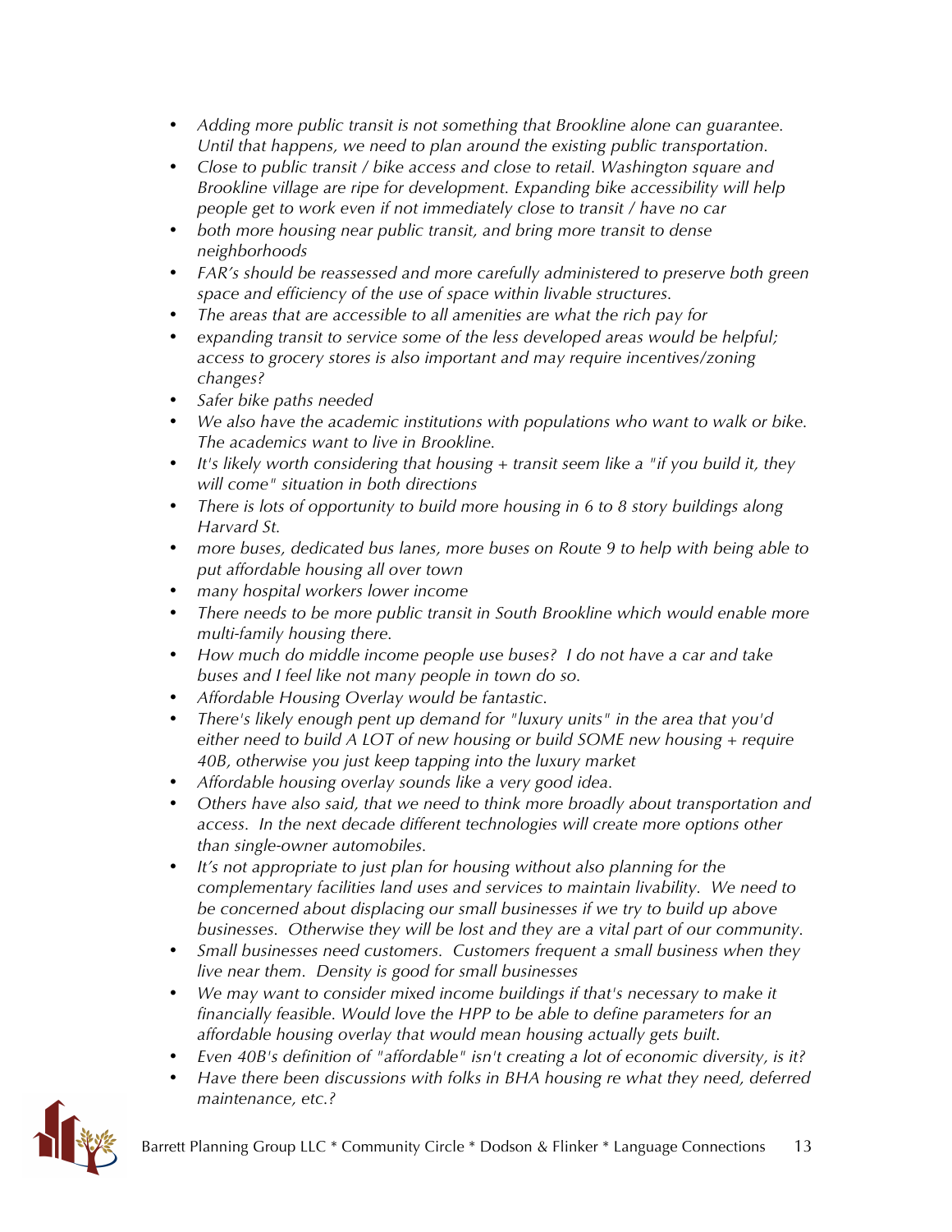- *Adding more public transit is not something that Brookline alone can guarantee. Until that happens, we need to plan around the existing public transportation.*
- *Close to public transit / bike access and close to retail. Washington square and Brookline village are ripe for development. Expanding bike accessibility will help people get to work even if not immediately close to transit / have no car*
- *both more housing near public transit, and bring more transit to dense neighborhoods*
- *FAR's should be reassessed and more carefully administered to preserve both green space and efficiency of the use of space within livable structures.*
- *The areas that are accessible to all amenities are what the rich pay for*
- *expanding transit to service some of the less developed areas would be helpful; access to grocery stores is also important and may require incentives/zoning changes?*
- *Safer bike paths needed*
- *We also have the academic institutions with populations who want to walk or bike. The academics want to live in Brookline.*
- *It's likely worth considering that housing + transit seem like a "if you build it, they will come" situation in both directions*
- *There is lots of opportunity to build more housing in 6 to 8 story buildings along Harvard St.*
- *more buses, dedicated bus lanes, more buses on Route 9 to help with being able to put affordable housing all over town*
- *many hospital workers lower income*
- *There needs to be more public transit in South Brookline which would enable more multi-family housing there.*
- *How much do middle income people use buses? I do not have a car and take buses and I feel like not many people in town do so.*
- *Affordable Housing Overlay would be fantastic.*
- *There's likely enough pent up demand for "luxury units" in the area that you'd either need to build A LOT of new housing or build SOME new housing + require 40B, otherwise you just keep tapping into the luxury market*
- *Affordable housing overlay sounds like a very good idea.*
- *Others have also said, that we need to think more broadly about transportation and access. In the next decade different technologies will create more options other than single-owner automobiles.*
- *It's not appropriate to just plan for housing without also planning for the complementary facilities land uses and services to maintain livability. We need to be concerned about displacing our small businesses if we try to build up above businesses. Otherwise they will be lost and they are a vital part of our community.*
- *Small businesses need customers. Customers frequent a small business when they live near them. Density is good for small businesses*
- *We may want to consider mixed income buildings if that's necessary to make it financially feasible. Would love the HPP to be able to define parameters for an affordable housing overlay that would mean housing actually gets built.*
- *Even 40B's definition of "affordable" isn't creating a lot of economic diversity, is it?*
- *Have there been discussions with folks in BHA housing re what they need, deferred maintenance, etc.?*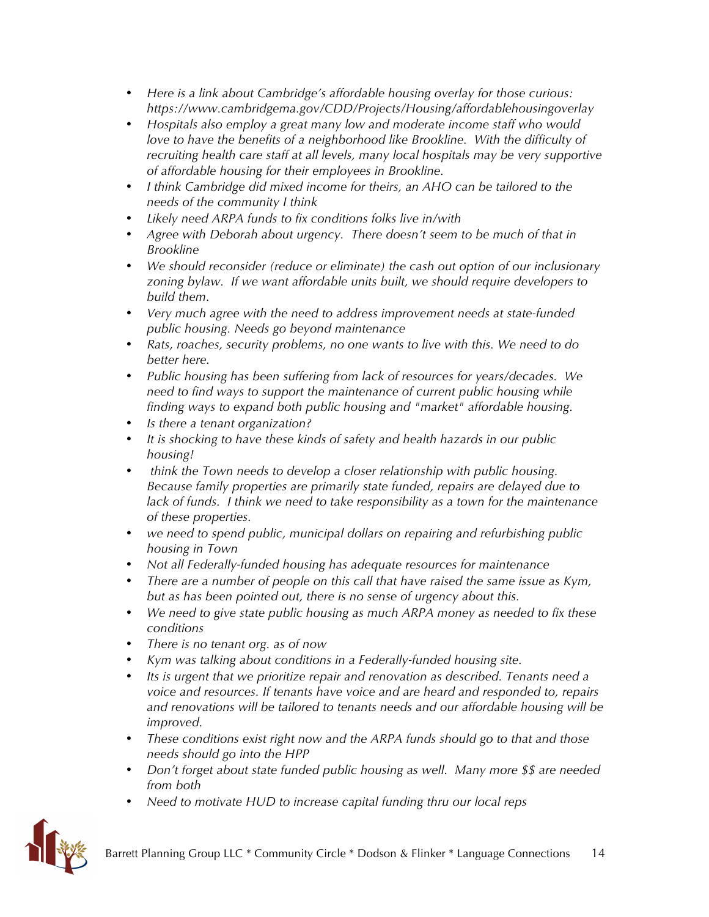- *Here is a link about Cambridge's affordable housing overlay for those curious: https://www.cambridgema.gov/CDD/Projects/Housing/affordablehousingoverlay*
- *Hospitals also employ a great many low and moderate income staff who would love to have the benefits of a neighborhood like Brookline. With the difficulty of recruiting health care staff at all levels, many local hospitals may be very supportive of affordable housing for their employees in Brookline.*
- *I think Cambridge did mixed income for theirs, an AHO can be tailored to the needs of the community I think*
- *Likely need ARPA funds to fix conditions folks live in/with*
- *Agree with Deborah about urgency. There doesn't seem to be much of that in Brookline*
- *We should reconsider (reduce or eliminate) the cash out option of our inclusionary zoning bylaw. If we want affordable units built, we should require developers to build them.*
- *Very much agree with the need to address improvement needs at state-funded public housing. Needs go beyond maintenance*
- *Rats, roaches, security problems, no one wants to live with this. We need to do better here.*
- *Public housing has been suffering from lack of resources for years/decades. We need to find ways to support the maintenance of current public housing while finding ways to expand both public housing and "market" affordable housing.*
- *Is there a tenant organization?*
- *It is shocking to have these kinds of safety and health hazards in our public housing!*
- *think the Town needs to develop a closer relationship with public housing. Because family properties are primarily state funded, repairs are delayed due to lack of funds. I think we need to take responsibility as a town for the maintenance of these properties.*
- *we need to spend public, municipal dollars on repairing and refurbishing public housing in Town*
- *Not all Federally-funded housing has adequate resources for maintenance*
- *There are a number of people on this call that have raised the same issue as Kym, but as has been pointed out, there is no sense of urgency about this.*
- *We need to give state public housing as much ARPA money as needed to fix these conditions*
- *There is no tenant org. as of now*
- *Kym was talking about conditions in a Federally-funded housing site.*
- *Its is urgent that we prioritize repair and renovation as described. Tenants need a voice and resources. If tenants have voice and are heard and responded to, repairs and renovations will be tailored to tenants needs and our affordable housing will be improved.*
- *These conditions exist right now and the ARPA funds should go to that and those needs should go into the HPP*
- *Don't forget about state funded public housing as well. Many more $$ are needed from both*
- *Need to motivate HUD to increase capital funding thru our local reps*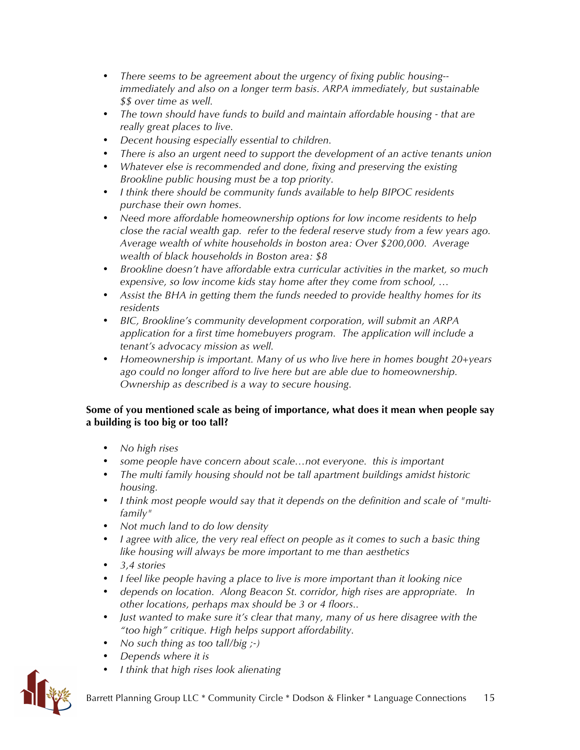- *There seems to be agreement about the urgency of fixing public housing-- immediately and also on a longer term basis. ARPA immediately, but sustainable $$ over time as well.*
- *The town should have funds to build and maintain affordable housing - that are really great places to live.*
- *Decent housing especially essential to children.*
- *There is also an urgent need to support the development of an active tenants union*
- *Whatever else is recommended and done, fixing and preserving the existing Brookline public housing must be a top priority.*
- *I think there should be community funds available to help BIPOC residents purchase their own homes.*
- *Need more affordable homeownership options for low income residents to help close the racial wealth gap. refer to the federal reserve study from a few years ago. Average wealth of white households in boston area: Over $200,000. Average wealth of black households in Boston area: $8*
- *Brookline doesn't have affordable extra curricular activities in the market, so much expensive, so low income kids stay home after they come from school, …*
- *Assist the BHA in getting them the funds needed to provide healthy homes for its residents*
- *BIC, Brookline's community development corporation, will submit an ARPA application for a first time homebuyers program. The application will include a tenant's advocacy mission as well.*
- *Homeownership is important. Many of us who live here in homes bought 20+years ago could no longer afford to live here but are able due to homeownership. Ownership as described is a way to secure housing.*

**Some of you mentioned scale as being of importance, what does it mean when people say a building is too big or too tall?**

- *No high rises*
- *some people have concern about scale…not everyone. this is important*
- *The multi family housing should not be tall apartment buildings amidst historic housing.*
- *I think most people would say that it depends on the definition and scale of "multi-family"*
- *Not much land to do low density*
- *I agree with alice, the very real effect on people as it comes to such a basic thing like housing will always be more important to me than aesthetics*
- *3,4 stories*
- *I feel like people having a place to live is more important than it looking nice*
- *depends on location. Along Beacon St. corridor, high rises are appropriate. In other locations, perhaps max should be 3 or 4 floors..*
- *Just wanted to make sure it's clear that many, many of us here disagree with the "too high" critique. High helps support affordability.*
- *No such thing as too tall/big ;-)*
- *Depends where it is*
- *I think that high rises look alienating*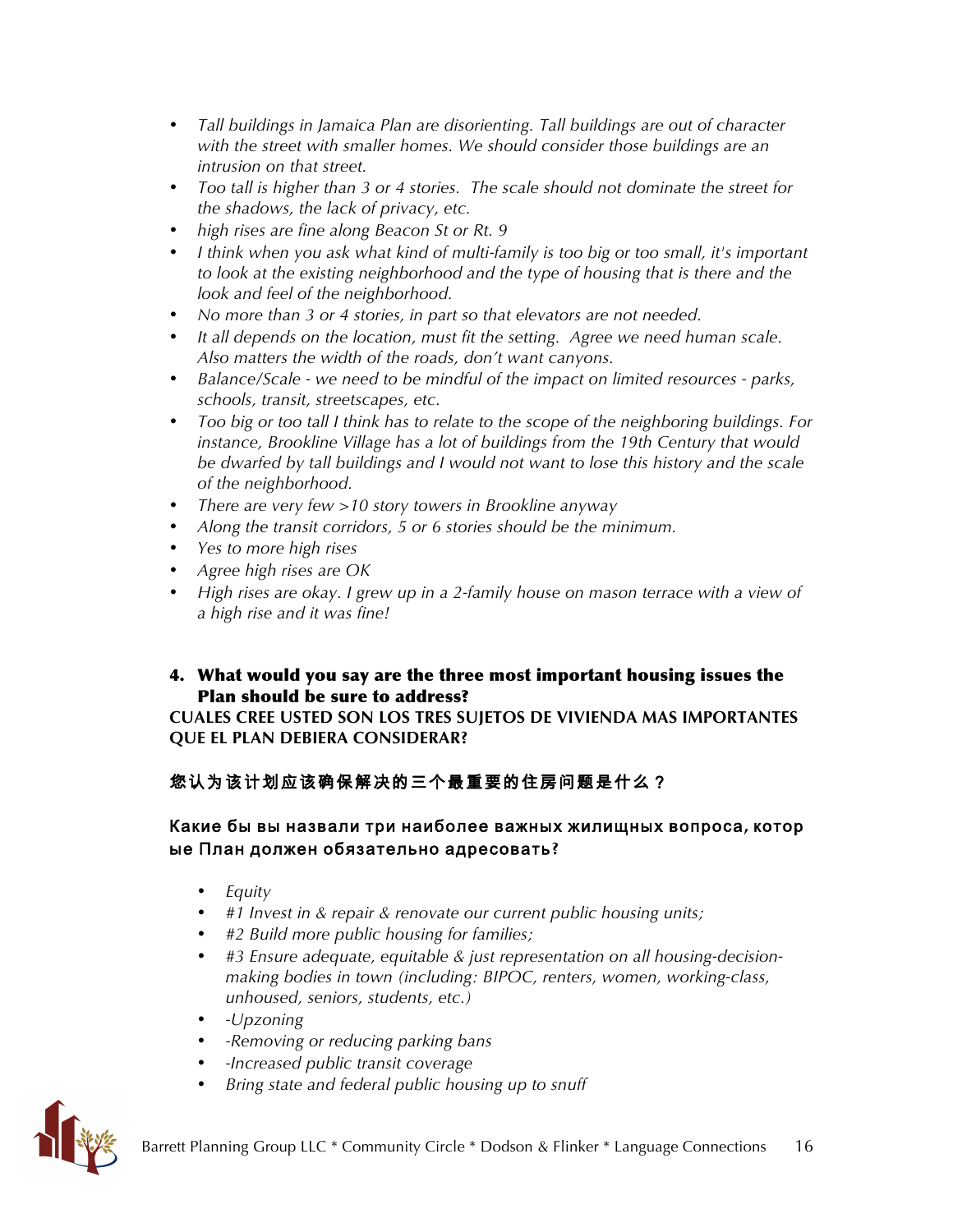- *Tall buildings in Jamaica Plan are disorienting. Tall buildings are out of character with the street with smaller homes. We should consider those buildings are an intrusion on that street.*
- *Too tall is higher than 3 or 4 stories. The scale should not dominate the street for the shadows, the lack of privacy, etc.*
- *high rises are fine along Beacon St or Rt. 9*
- *I think when you ask what kind of multi-family is too big or too small, it's important to look at the existing neighborhood and the type of housing that is there and the look and feel of the neighborhood.*
- *No more than 3 or 4 stories, in part so that elevators are not needed.*
- *It all depends on the location, must fit the setting. Agree we need human scale. Also matters the width of the roads, don't want canyons.*
- *Balance/Scale - we need to be mindful of the impact on limited resources - parks, schools, transit, streetscapes, etc.*
- *Too big or too tall I think has to relate to the scope of the neighboring buildings. For instance, Brookline Village has a lot of buildings from the 19th Century that would be dwarfed by tall buildings and I would not want to lose this history and the scale of the neighborhood.*
- *There are very few >10 story towers in Brookline anyway*
- *Along the transit corridors, 5 or 6 stories should be the minimum.*
- *Yes to more high rises*
- *Agree high rises are OK*
- *High rises are okay. I grew up in a 2-family house on mason terrace with a view of a high rise and it was fine!*

### 4. What would you say are the three most important housing issues the Plan should be sure to address?

**CUALES CREE USTED SON LOS TRES SUJETOS DE VIVIENDA MAS IMPORTANTES QUE EL PLAN DEBIERA CONSIDERAR?**

**您认为该计划应该确保解决的三个最重要的住房问题是什么？**

**Какие бы вы назвали три наиболее важных жилищных вопроса, котор ые План должен обязательно адресовать?**

- *Equity*
- *#1 Invest in & repair & renovate our current public housing units;*
- *#2 Build more public housing for families;*
- *#3 Ensure adequate, equitable & just representation on all housing-decision-making bodies in town (including: BIPOC, renters, women, working-class, unhoused, seniors, students, etc.)*
- *-Upzoning*
- *-Removing or reducing parking bans*
- *-Increased public transit coverage*
- *Bring state and federal public housing up to snuff*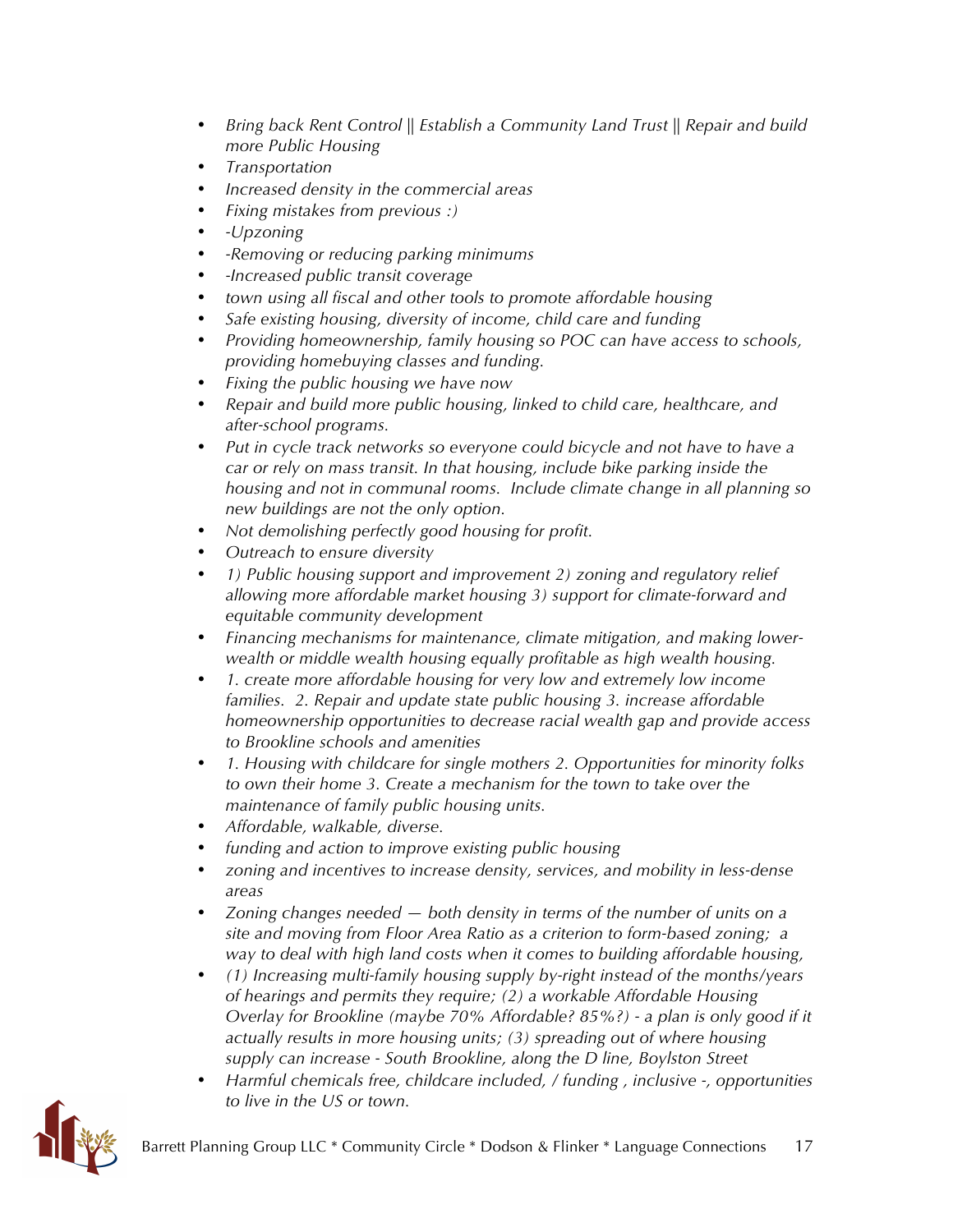- *Bring back Rent Control || Establish a Community Land Trust || Repair and build more Public Housing*
- *Transportation*
- *Increased density in the commercial areas*
- *Fixing mistakes from previous :)*
- *-Upzoning*
- *-Removing or reducing parking minimums*
- *-Increased public transit coverage*
- *town using all fiscal and other tools to promote affordable housing*
- *Safe existing housing, diversity of income, child care and funding*
- *Providing homeownership, family housing so POC can have access to schools, providing homebuying classes and funding.*
- *Fixing the public housing we have now*
- *Repair and build more public housing, linked to child care, healthcare, and after-school programs.*
- *Put in cycle track networks so everyone could bicycle and not have to have a car or rely on mass transit. In that housing, include bike parking inside the housing and not in communal rooms. Include climate change in all planning so new buildings are not the only option.*
- *Not demolishing perfectly good housing for profit.*
- *Outreach to ensure diversity*
- *1) Public housing support and improvement 2) zoning and regulatory relief allowing more affordable market housing 3) support for climate-forward and equitable community development*
- *Financing mechanisms for maintenance, climate mitigation, and making lower-wealth or middle wealth housing equally profitable as high wealth housing.*
- *1. create more affordable housing for very low and extremely low income families. 2. Repair and update state public housing 3. increase affordable homeownership opportunities to decrease racial wealth gap and provide access to Brookline schools and amenities*
- *1. Housing with childcare for single mothers 2. Opportunities for minority folks to own their home 3. Create a mechanism for the town to take over the maintenance of family public housing units.*
- *Affordable, walkable, diverse.*
- *funding and action to improve existing public housing*
- *zoning and incentives to increase density, services, and mobility in less-dense areas*
- *Zoning changes needed — both density in terms of the number of units on a site and moving from Floor Area Ratio as a criterion to form-based zoning; a way to deal with high land costs when it comes to building affordable housing,*
- *(1) Increasing multi-family housing supply by-right instead of the months/years of hearings and permits they require; (2) a workable Affordable Housing Overlay for Brookline (maybe 70% Affordable? 85%?) - a plan is only good if it actually results in more housing units; (3) spreading out of where housing supply can increase - South Brookline, along the D line, Boylston Street*
- *Harmful chemicals free, childcare included, / funding , inclusive -, opportunities to live in the US or town.*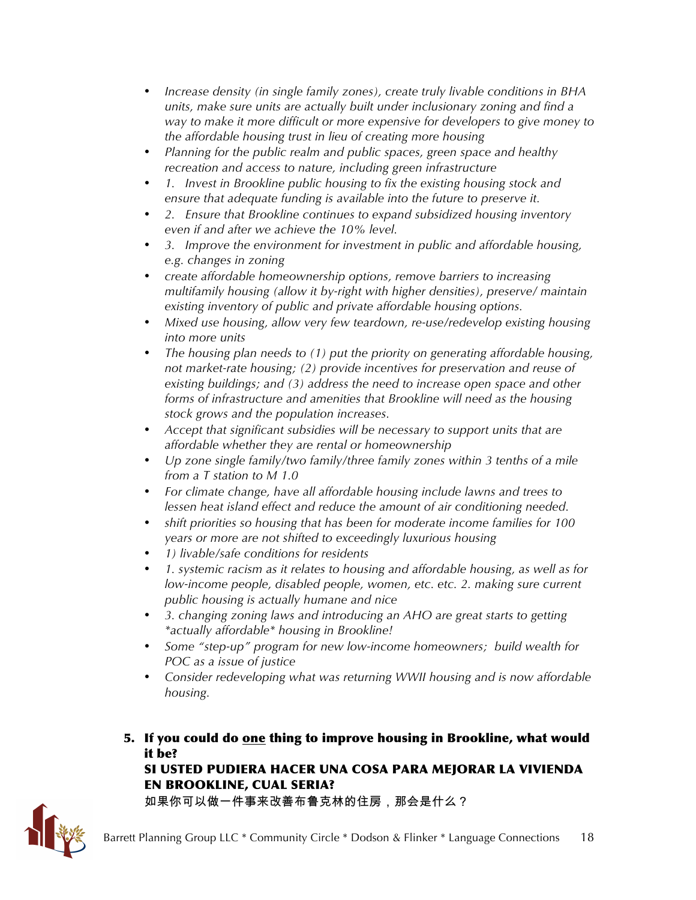- *Increase density (in single family zones), create truly livable conditions in BHA units, make sure units are actually built under inclusionary zoning and find a way to make it more difficult or more expensive for developers to give money to the affordable housing trust in lieu of creating more housing*
- *Planning for the public realm and public spaces, green space and healthy recreation and access to nature, including green infrastructure*
- *1. Invest in Brookline public housing to fix the existing housing stock and ensure that adequate funding is available into the future to preserve it.*
- *2. Ensure that Brookline continues to expand subsidized housing inventory even if and after we achieve the 10% level.*
- *3. Improve the environment for investment in public and affordable housing, e.g. changes in zoning*
- *create affordable homeownership options, remove barriers to increasing multifamily housing (allow it by-right with higher densities), preserve/ maintain existing inventory of public and private affordable housing options.*
- *Mixed use housing, allow very few teardown, re-use/redevelop existing housing into more units*
- *The housing plan needs to (1) put the priority on generating affordable housing, not market-rate housing; (2) provide incentives for preservation and reuse of existing buildings; and (3) address the need to increase open space and other forms of infrastructure and amenities that Brookline will need as the housing stock grows and the population increases.*
- *Accept that significant subsidies will be necessary to support units that are affordable whether they are rental or homeownership*
- *Up zone single family/two family/three family zones within 3 tenths of a mile from a T station to M 1.0*
- *For climate change, have all affordable housing include lawns and trees to lessen heat island effect and reduce the amount of air conditioning needed.*
- *shift priorities so housing that has been for moderate income families for 100 years or more are not shifted to exceedingly luxurious housing*
- *1) livable/safe conditions for residents*
- *1. systemic racism as it relates to housing and affordable housing, as well as for low-income people, disabled people, women, etc. etc. 2. making sure current public housing is actually humane and nice*
- *3. changing zoning laws and introducing an AHO are great starts to getting *actually affordable* housing in Brookline!*
- *Some "step-up" program for new low-income homeowners; build wealth for POC as a issue of justice*
- *Consider redeveloping what was returning WWII housing and is now affordable housing.*

**5. If you could do <u>one</u> thing to improve housing in Brookline, what would it be?**
**SI USTED PUDIERA HACER UNA COSA PARA MEJORAR LA VIVIENDA EN BROOKLINE, CUAL SERIA?**
**如果你可以做一件事来改善布鲁克林的住房，那会是什么？**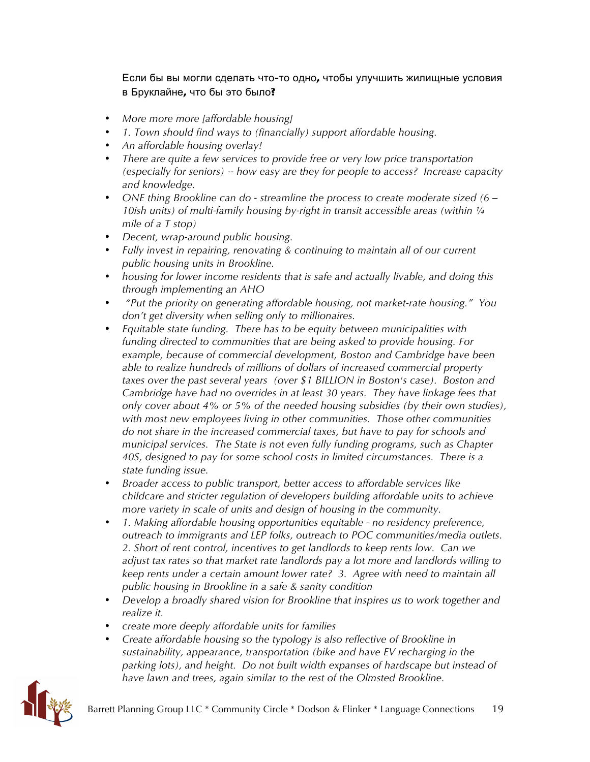Если бы вы могли сделать что-то одно, чтобы улучшить жилищные условия в Бруклайне, что бы это было?

- *More more more [affordable housing]*
- *1. Town should find ways to (financially) support affordable housing.*
- *An affordable housing overlay!*
- *There are quite a few services to provide free or very low price transportation (especially for seniors) -- how easy are they for people to access? Increase capacity and knowledge.*
- *ONE thing Brookline can do - streamline the process to create moderate sized (6 – 10ish units) of multi-family housing by-right in transit accessible areas (within ¼ mile of a T stop)*
- *Decent, wrap-around public housing.*
- *Fully invest in repairing, renovating & continuing to maintain all of our current public housing units in Brookline.*
- *housing for lower income residents that is safe and actually livable, and doing this through implementing an AHO*
- *"Put the priority on generating affordable housing, not market-rate housing." You don't get diversity when selling only to millionaires.*
- *Equitable state funding. There has to be equity between municipalities with funding directed to communities that are being asked to provide housing. For example, because of commercial development, Boston and Cambridge have been able to realize hundreds of millions of dollars of increased commercial property taxes over the past several years (over $1 BILLION in Boston's case). Boston and Cambridge have had no overrides in at least 30 years. They have linkage fees that only cover about 4% or 5% of the needed housing subsidies (by their own studies), with most new employees living in other communities. Those other communities do not share in the increased commercial taxes, but have to pay for schools and municipal services. The State is not even fully funding programs, such as Chapter 40S, designed to pay for some school costs in limited circumstances. There is a state funding issue.*
- *Broader access to public transport, better access to affordable services like childcare and stricter regulation of developers building affordable units to achieve more variety in scale of units and design of housing in the community.*
- *1. Making affordable housing opportunities equitable - no residency preference, outreach to immigrants and LEP folks, outreach to POC communities/media outlets. 2. Short of rent control, incentives to get landlords to keep rents low. Can we adjust tax rates so that market rate landlords pay a lot more and landlords willing to keep rents under a certain amount lower rate? 3. Agree with need to maintain all public housing in Brookline in a safe & sanity condition*
- *Develop a broadly shared vision for Brookline that inspires us to work together and realize it.*
- *create more deeply affordable units for families*
- *Create affordable housing so the typology is also reflective of Brookline in sustainability, appearance, transportation (bike and have EV recharging in the parking lots), and height. Do not built width expanses of hardscape but instead of have lawn and trees, again similar to the rest of the Olmsted Brookline.*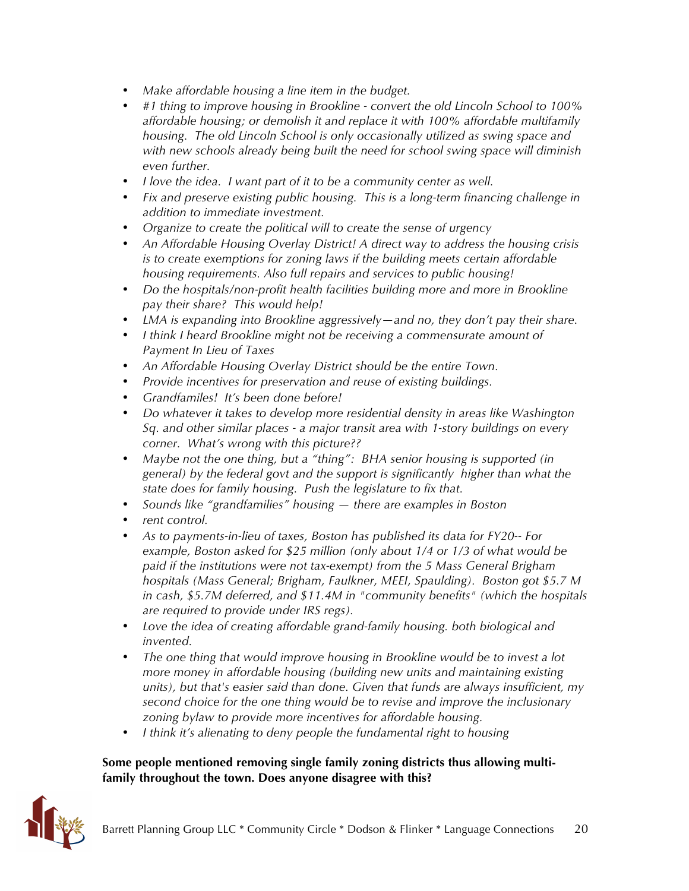- *Make affordable housing a line item in the budget.*
- *#1 thing to improve housing in Brookline - convert the old Lincoln School to 100% affordable housing; or demolish it and replace it with 100% affordable multifamily housing. The old Lincoln School is only occasionally utilized as swing space and with new schools already being built the need for school swing space will diminish even further.*
- *I love the idea. I want part of it to be a community center as well.*
- *Fix and preserve existing public housing. This is a long-term financing challenge in addition to immediate investment.*
- *Organize to create the political will to create the sense of urgency*
- *An Affordable Housing Overlay District! A direct way to address the housing crisis is to create exemptions for zoning laws if the building meets certain affordable housing requirements. Also full repairs and services to public housing!*
- *Do the hospitals/non-profit health facilities building more and more in Brookline pay their share? This would help!*
- *LMA is expanding into Brookline aggressively—and no, they don't pay their share.*
- *I think I heard Brookline might not be receiving a commensurate amount of Payment In Lieu of Taxes*
- *An Affordable Housing Overlay District should be the entire Town.*
- *Provide incentives for preservation and reuse of existing buildings.*
- *Grandfamiles! It's been done before!*
- *Do whatever it takes to develop more residential density in areas like Washington Sq. and other similar places - a major transit area with 1-story buildings on every corner. What's wrong with this picture??*
- *Maybe not the one thing, but a "thing": BHA senior housing is supported (in general) by the federal govt and the support is significantly higher than what the state does for family housing. Push the legislature to fix that.*
- *Sounds like "grandfamilies" housing — there are examples in Boston*
- *rent control.*
- *As to payments-in-lieu of taxes, Boston has published its data for FY20-- For example, Boston asked for $25 million (only about 1/4 or 1/3 of what would be paid if the institutions were not tax-exempt) from the 5 Mass General Brigham hospitals (Mass General; Brigham, Faulkner, MEEI, Spaulding). Boston got $5.7 M in cash, $5.7M deferred, and $11.4M in "community benefits" (which the hospitals are required to provide under IRS regs).*
- *Love the idea of creating affordable grand-family housing. both biological and invented.*
- *The one thing that would improve housing in Brookline would be to invest a lot more money in affordable housing (building new units and maintaining existing units), but that's easier said than done. Given that funds are always insufficient, my second choice for the one thing would be to revise and improve the inclusionary zoning bylaw to provide more incentives for affordable housing.*
- *I think it's alienating to deny people the fundamental right to housing*

**Some people mentioned removing single family zoning districts thus allowing multi-family throughout the town. Does anyone disagree with this?**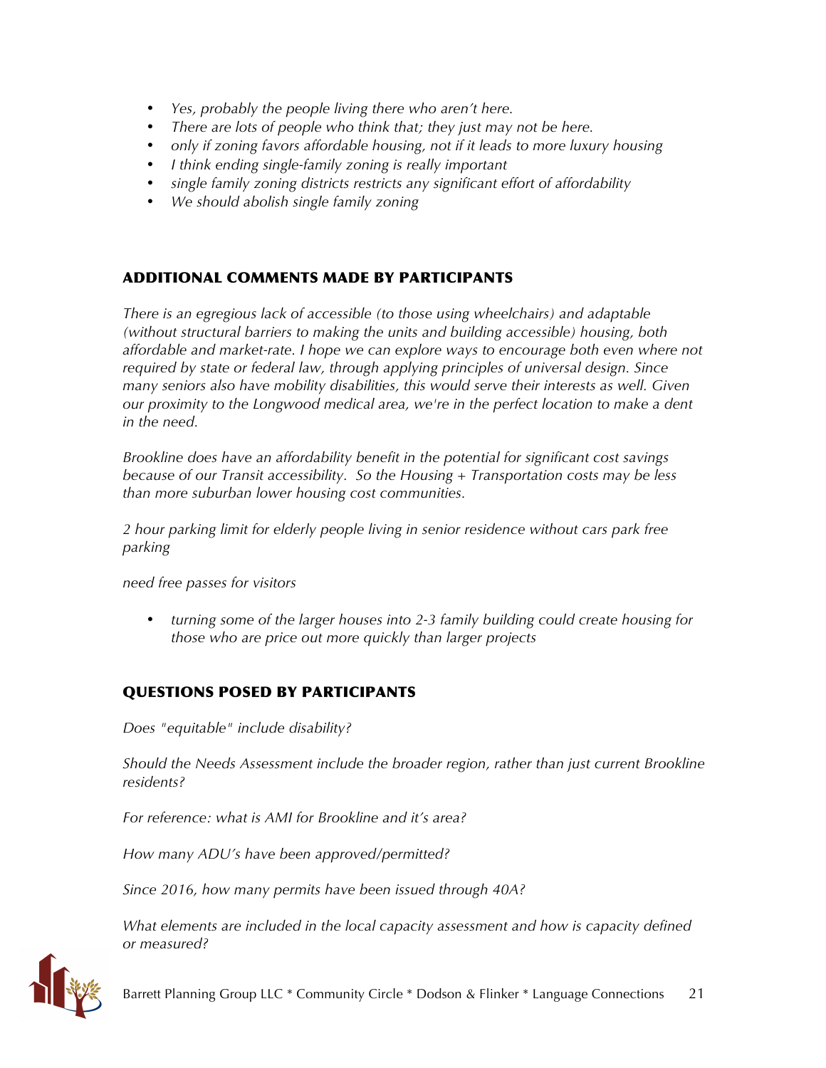- *Yes, probably the people living there who aren't here.*
- *There are lots of people who think that; they just may not be here.*
- *only if zoning favors affordable housing, not if it leads to more luxury housing*
- *I think ending single-family zoning is really important*
- *single family zoning districts restricts any significant effort of affordability*
- *We should abolish single family zoning*

## ADDITIONAL COMMENTS MADE BY PARTICIPANTS

*There is an egregious lack of accessible (to those using wheelchairs) and adaptable (without structural barriers to making the units and building accessible) housing, both affordable and market-rate. I hope we can explore ways to encourage both even where not required by state or federal law, through applying principles of universal design. Since many seniors also have mobility disabilities, this would serve their interests as well. Given our proximity to the Longwood medical area, we're in the perfect location to make a dent in the need.*

*Brookline does have an affordability benefit in the potential for significant cost savings because of our Transit accessibility. So the Housing + Transportation costs may be less than more suburban lower housing cost communities.*

*2 hour parking limit for elderly people living in senior residence without cars park free parking*

*need free passes for visitors*

- *turning some of the larger houses into 2-3 family building could create housing for those who are price out more quickly than larger projects*

## QUESTIONS POSED BY PARTICIPANTS

*Does "equitable" include disability?*

*Should the Needs Assessment include the broader region, rather than just current Brookline residents?*

*For reference: what is AMI for Brookline and it's area?*

*How many ADU's have been approved/permitted?*

*Since 2016, how many permits have been issued through 40A?*

*What elements are included in the local capacity assessment and how is capacity defined or measured?*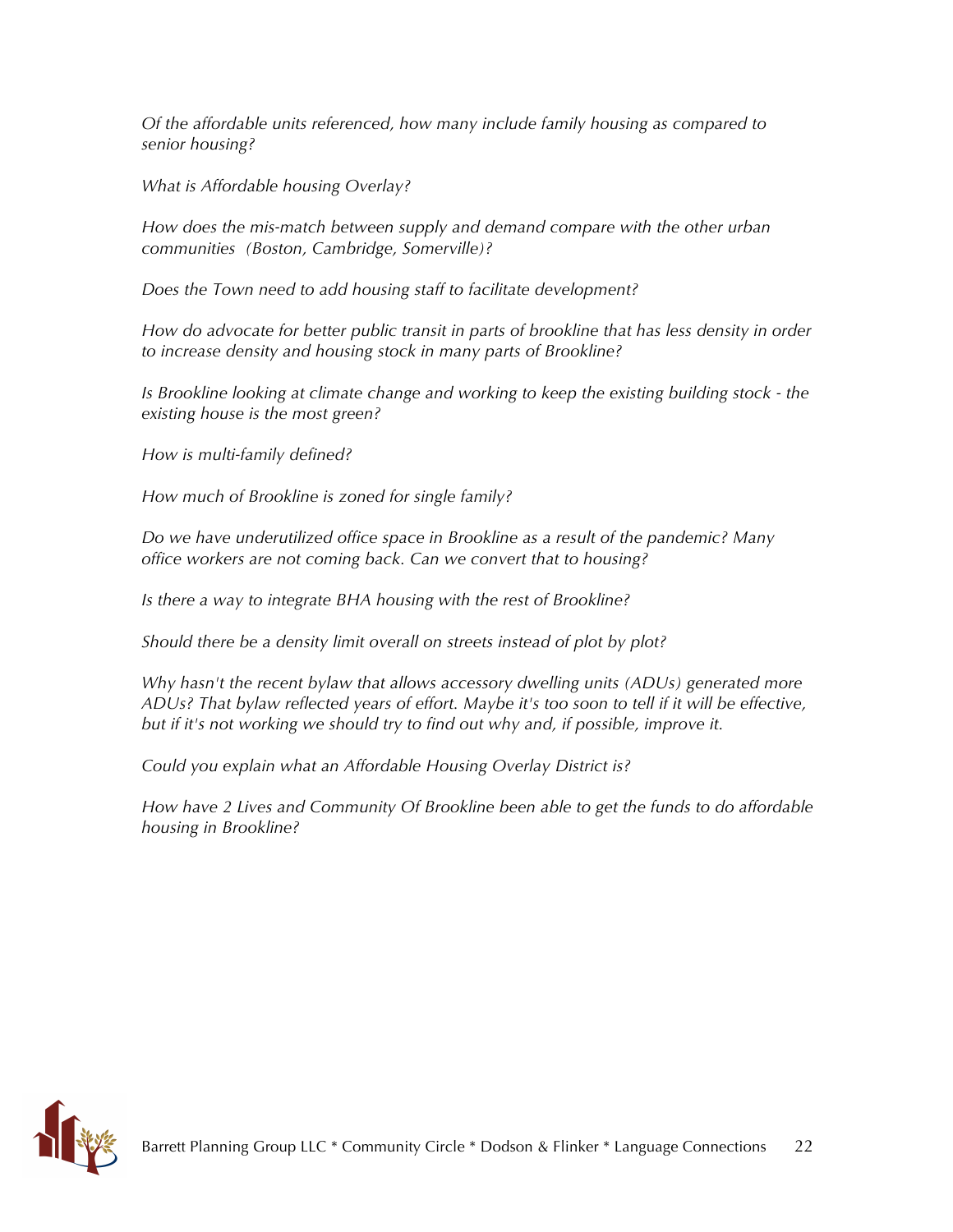*Of the affordable units referenced, how many include family housing as compared to senior housing?*

*What is Affordable housing Overlay?*

*How does the mis-match between supply and demand compare with the other urban communities  (Boston, Cambridge, Somerville)?*

*Does the Town need to add housing staff to facilitate development?*

*How do advocate for better public transit in parts of brookline that has less density in order to increase density and housing stock in many parts of Brookline?*

*Is Brookline looking at climate change and working to keep the existing building stock - the existing house is the most green?*

*How is multi-family defined?*

*How much of Brookline is zoned for single family?*

*Do we have underutilized office space in Brookline as a result of the pandemic? Many office workers are not coming back. Can we convert that to housing?*

*Is there a way to integrate BHA housing with the rest of Brookline?*

*Should there be a density limit overall on streets instead of plot by plot?*

*Why hasn't the recent bylaw that allows accessory dwelling units (ADUs) generated more ADUs? That bylaw reflected years of effort. Maybe it's too soon to tell if it will be effective, but if it's not working we should try to find out why and, if possible, improve it.*

*Could you explain what an Affordable Housing Overlay District is?*

*How have 2 Lives and Community Of Brookline been able to get the funds to do affordable housing in Brookline?*